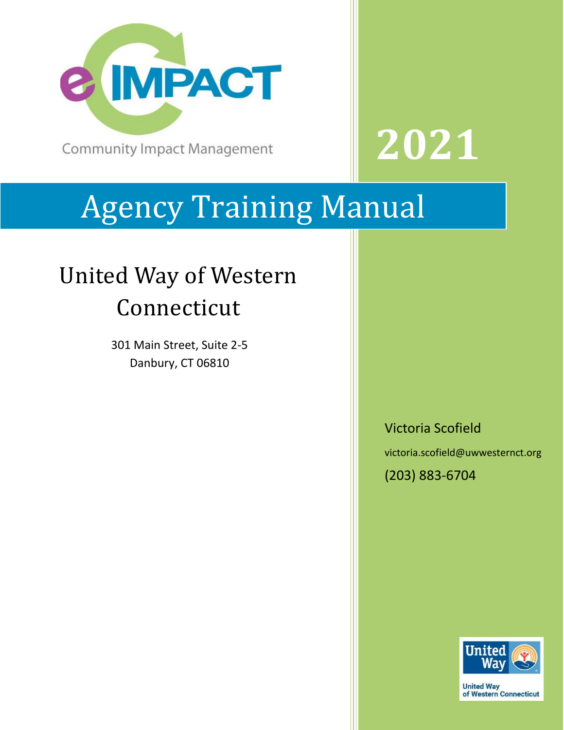eIMPACT

Community Impact Management

# 2021

# Agency Training Manual

## United Way of Western Connecticut

301 Main Street, Suite 2-5
Danbury, CT 06810

Victoria Scofield

victoria.scofield@uwwesternct.org

(203) 883-6704

United Way

United Way of Western Connecticut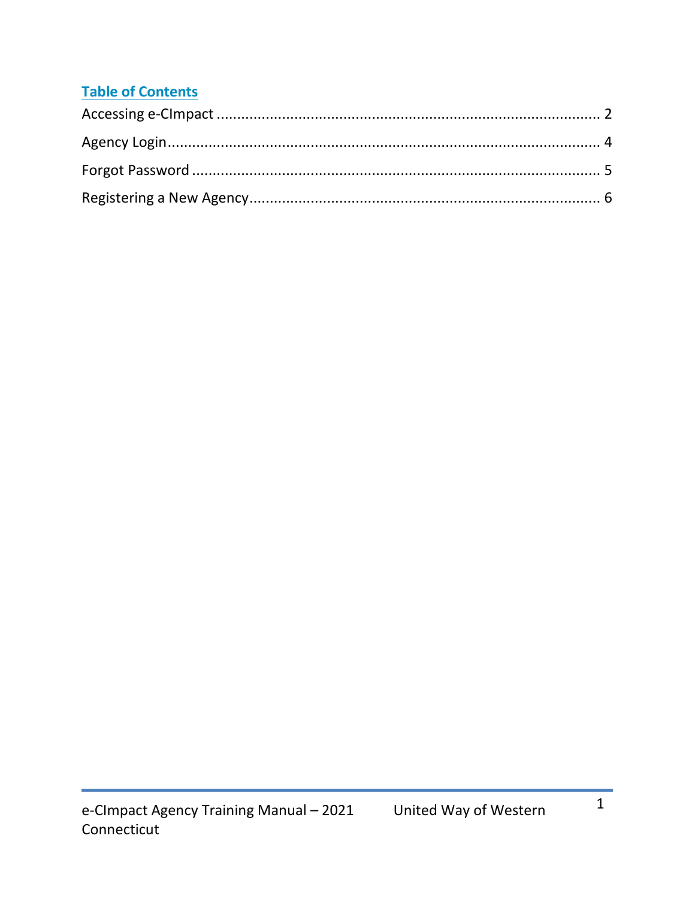## Table of Contents

Accessing e-CImpact ............................................................................................. 2

Agency Login........................................................................................................ 4

Forgot Password ................................................................................................... 5

Registering a New Agency..................................................................................... 6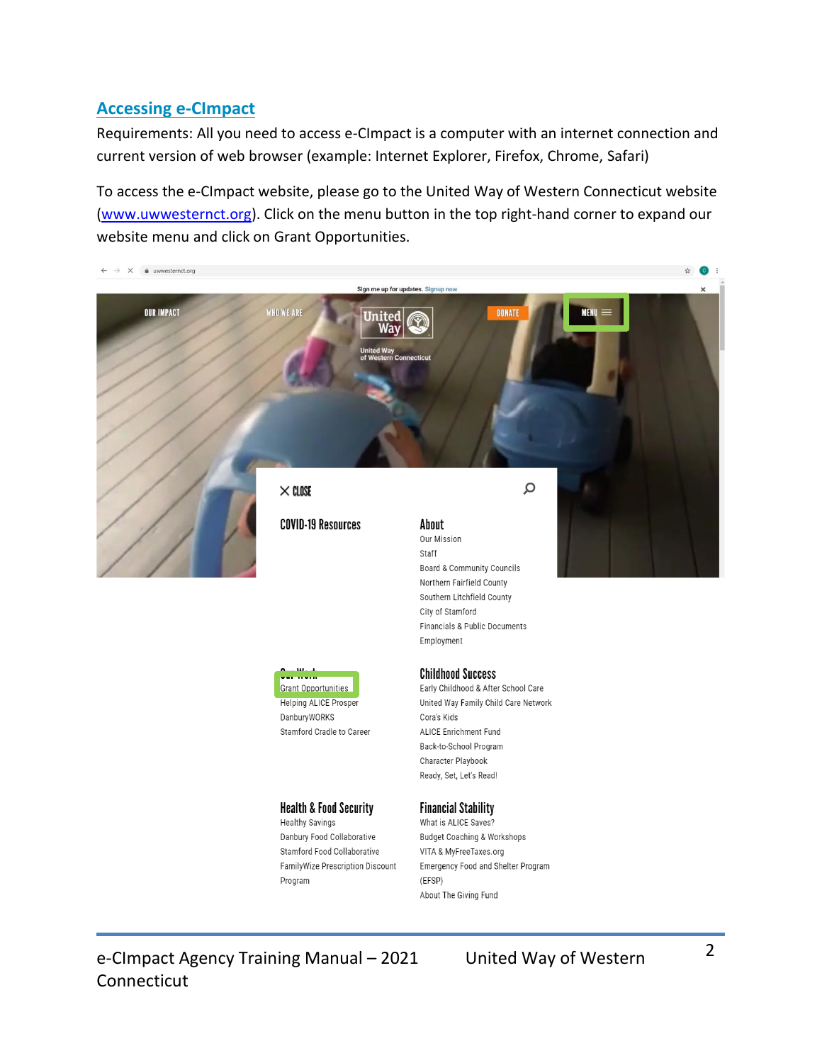## Accessing e-CImpact

Requirements: All you need to access e-CImpact is a computer with an internet connection and current version of web browser (example: Internet Explorer, Firefox, Chrome, Safari)

To access the e-CImpact website, please go to the United Way of Western Connecticut website (www.uwwesternct.org). Click on the menu button in the top right-hand corner to expand our website menu and click on Grant Opportunities.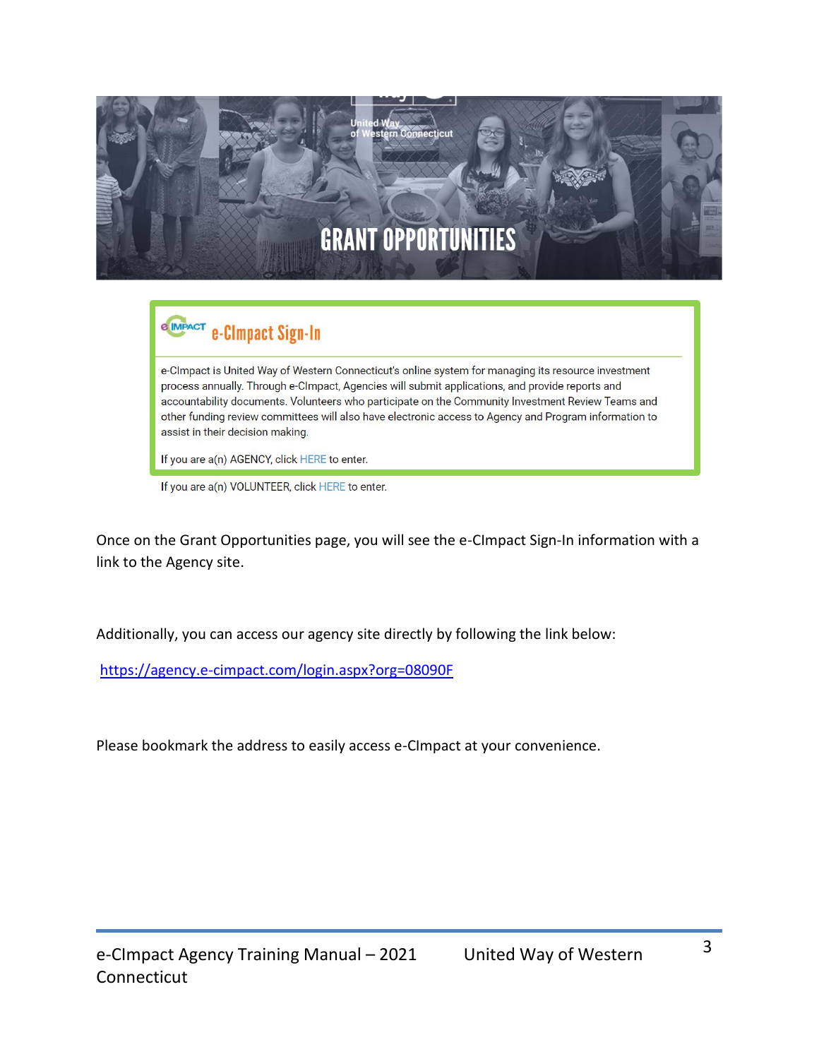GRANT OPPORTUNITIES

## e-CImpact Sign-In

e-CImpact is United Way of Western Connecticut's online system for managing its resource investment process annually. Through e-CImpact, Agencies will submit applications, and provide reports and accountability documents. Volunteers who participate on the Community Investment Review Teams and other funding review committees will also have electronic access to Agency and Program information to assist in their decision making.

If you are a(n) AGENCY, click HERE to enter.

If you are a(n) VOLUNTEER, click HERE to enter.

Once on the Grant Opportunities page, you will see the e-CImpact Sign-In information with a link to the Agency site.

Additionally, you can access our agency site directly by following the link below:

https://agency.e-cimpact.com/login.aspx?org=08090F

Please bookmark the address to easily access e-CImpact at your convenience.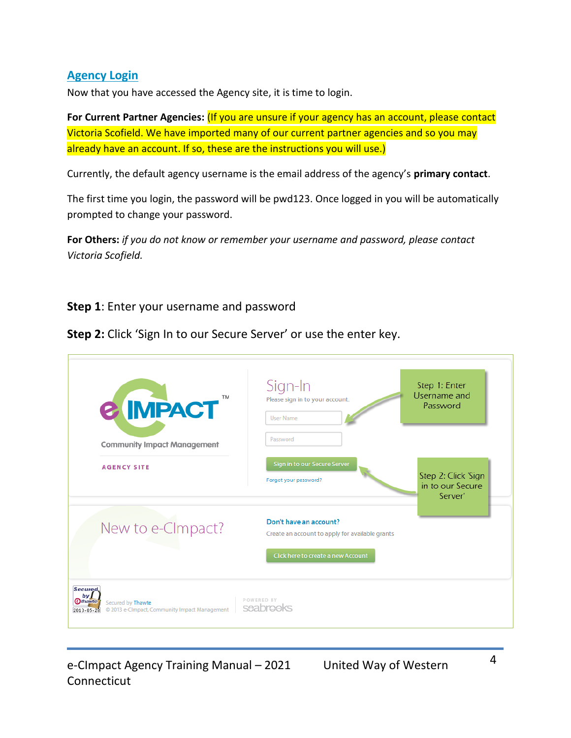## Agency Login

Now that you have accessed the Agency site, it is time to login.

**For Current Partner Agencies:** (If you are unsure if your agency has an account, please contact Victoria Scofield. We have imported many of our current partner agencies and so you may already have an account. If so, these are the instructions you will use.)

Currently, the default agency username is the email address of the agency's **primary contact**.

The first time you login, the password will be pwd123. Once logged in you will be automatically prompted to change your password.

**For Others:** *if you do not know or remember your username and password, please contact Victoria Scofield.*

**Step 1**: Enter your username and password

**Step 2:** Click 'Sign In to our Secure Server' or use the enter key.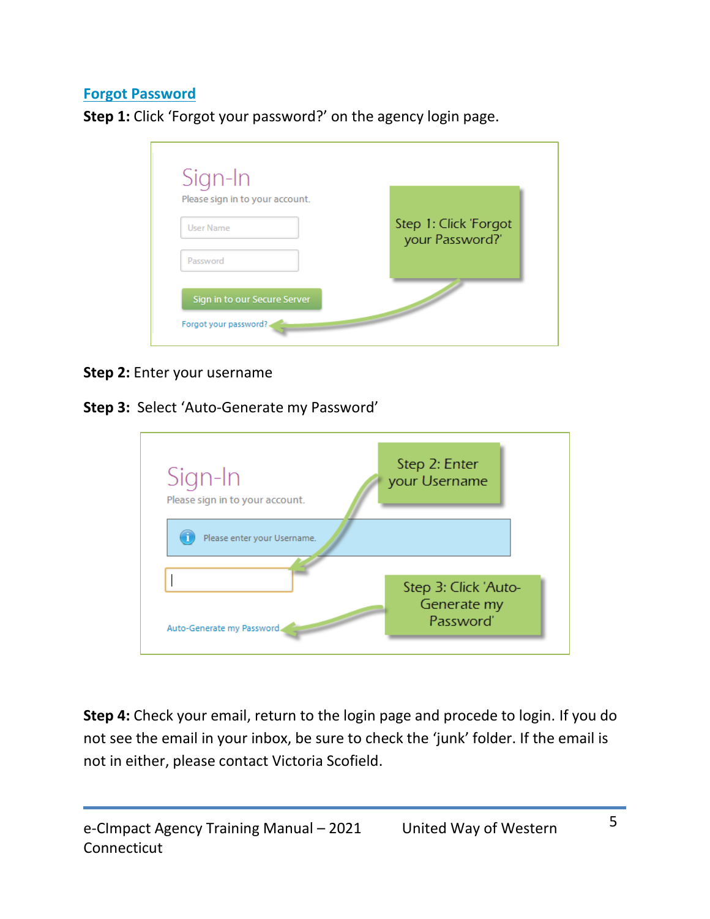## Forgot Password

**Step 1:** Click 'Forgot your password?' on the agency login page.

**Step 2:** Enter your username

**Step 3:** Select 'Auto-Generate my Password'

**Step 4:** Check your email, return to the login page and procede to login. If you do not see the email in your inbox, be sure to check the 'junk' folder. If the email is not in either, please contact Victoria Scofield.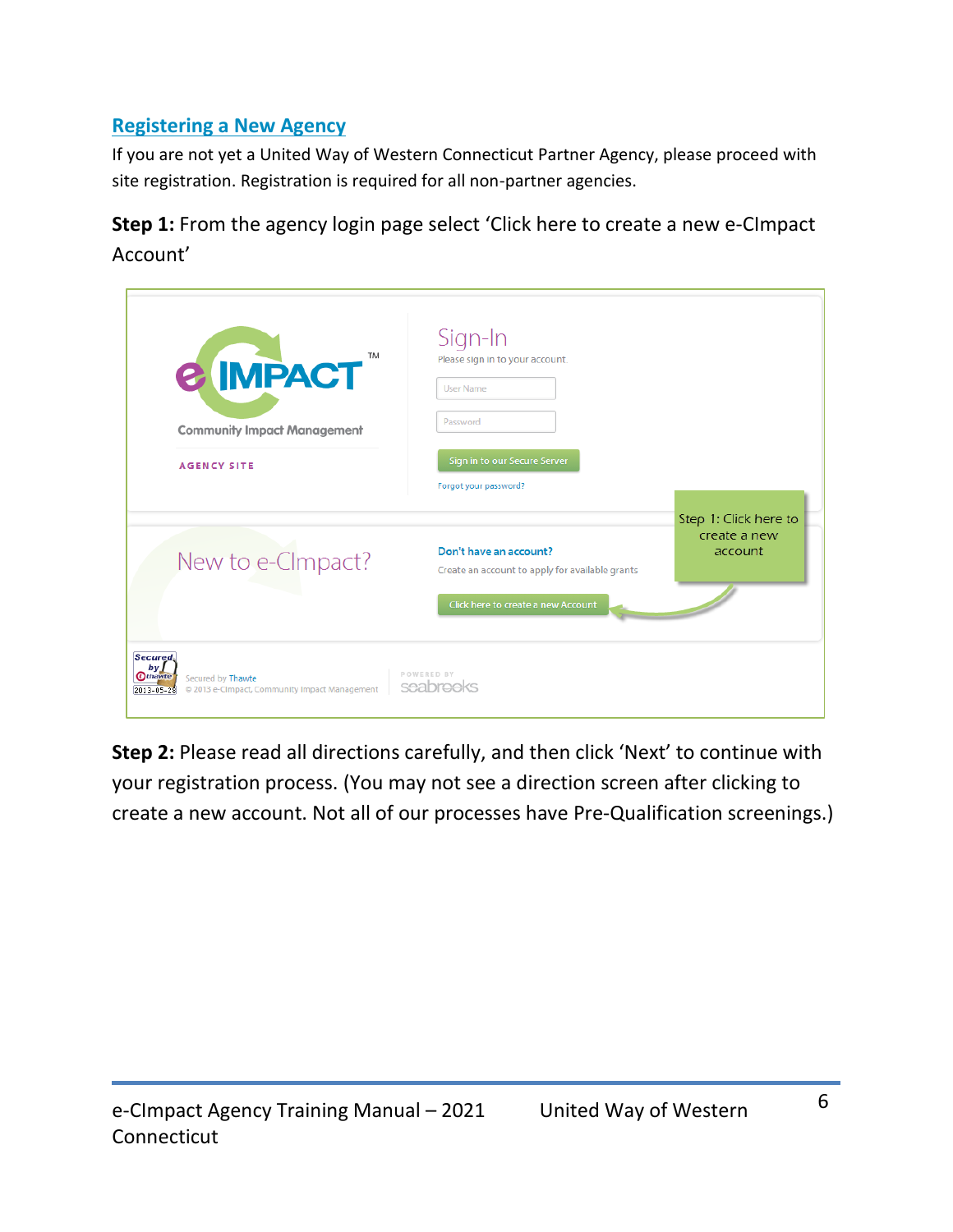## Registering a New Agency

If you are not yet a United Way of Western Connecticut Partner Agency, please proceed with site registration. Registration is required for all non-partner agencies.

**Step 1:** From the agency login page select 'Click here to create a new e-CImpact Account'

**Step 2:** Please read all directions carefully, and then click 'Next' to continue with your registration process. (You may not see a direction screen after clicking to create a new account. Not all of our processes have Pre-Qualification screenings.)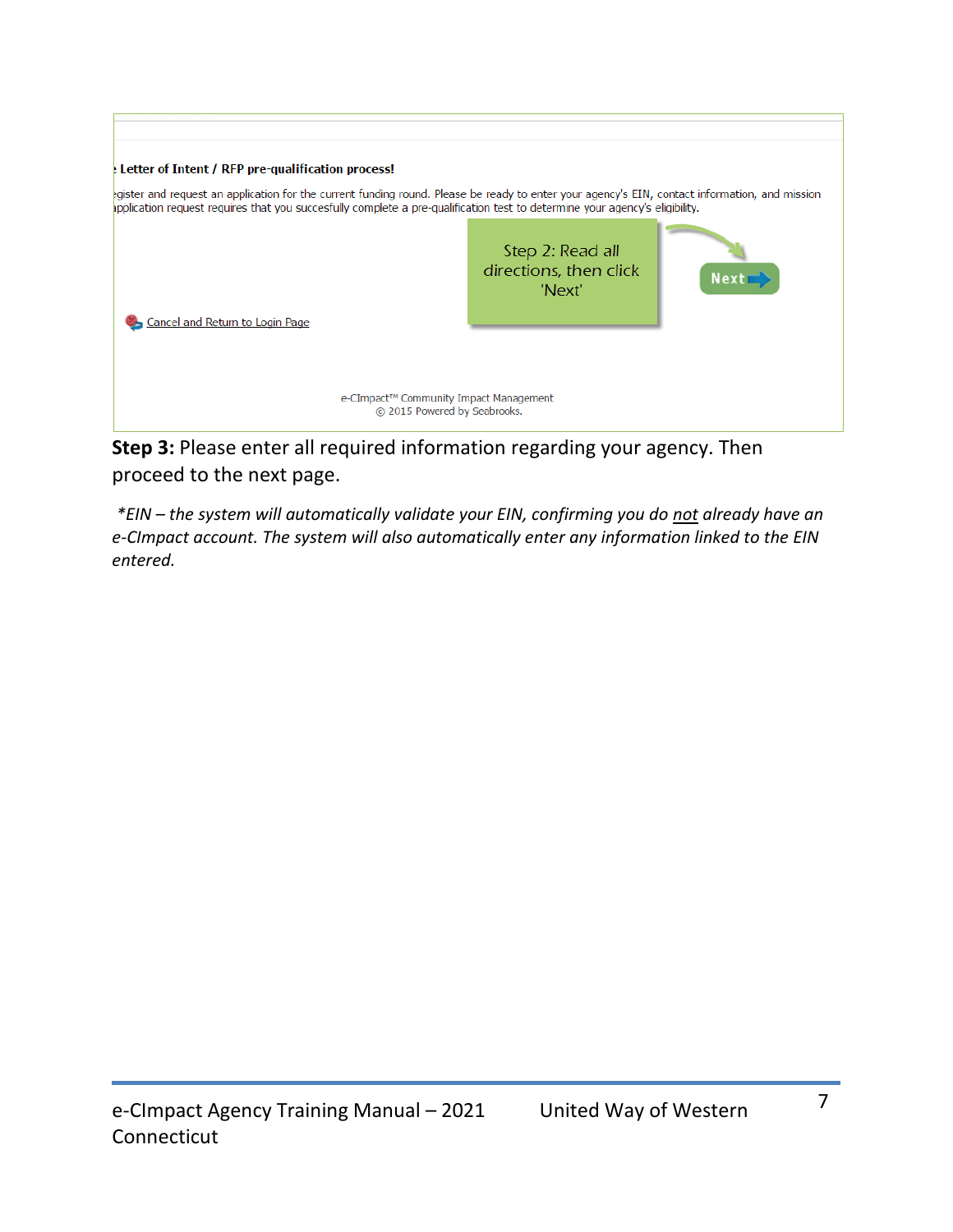: Letter of Intent / RFP pre-qualification process!

egister and request an application for the current funding round. Please be ready to enter your agency's EIN, contact information, and mission application request requires that you succesfully complete a pre-qualification test to determine your agency's eligibility.

Step 2: Read all directions, then click 'Next'

Next

Cancel and Return to Login Page

e-CImpact™ Community Impact Management
© 2015 Powered by Seabrooks.

**Step 3:** Please enter all required information regarding your agency. Then proceed to the next page.

*\*EIN – the system will automatically validate your EIN, confirming you do* <u>*not*</u> *already have an e-CImpact account. The system will also automatically enter any information linked to the EIN entered.*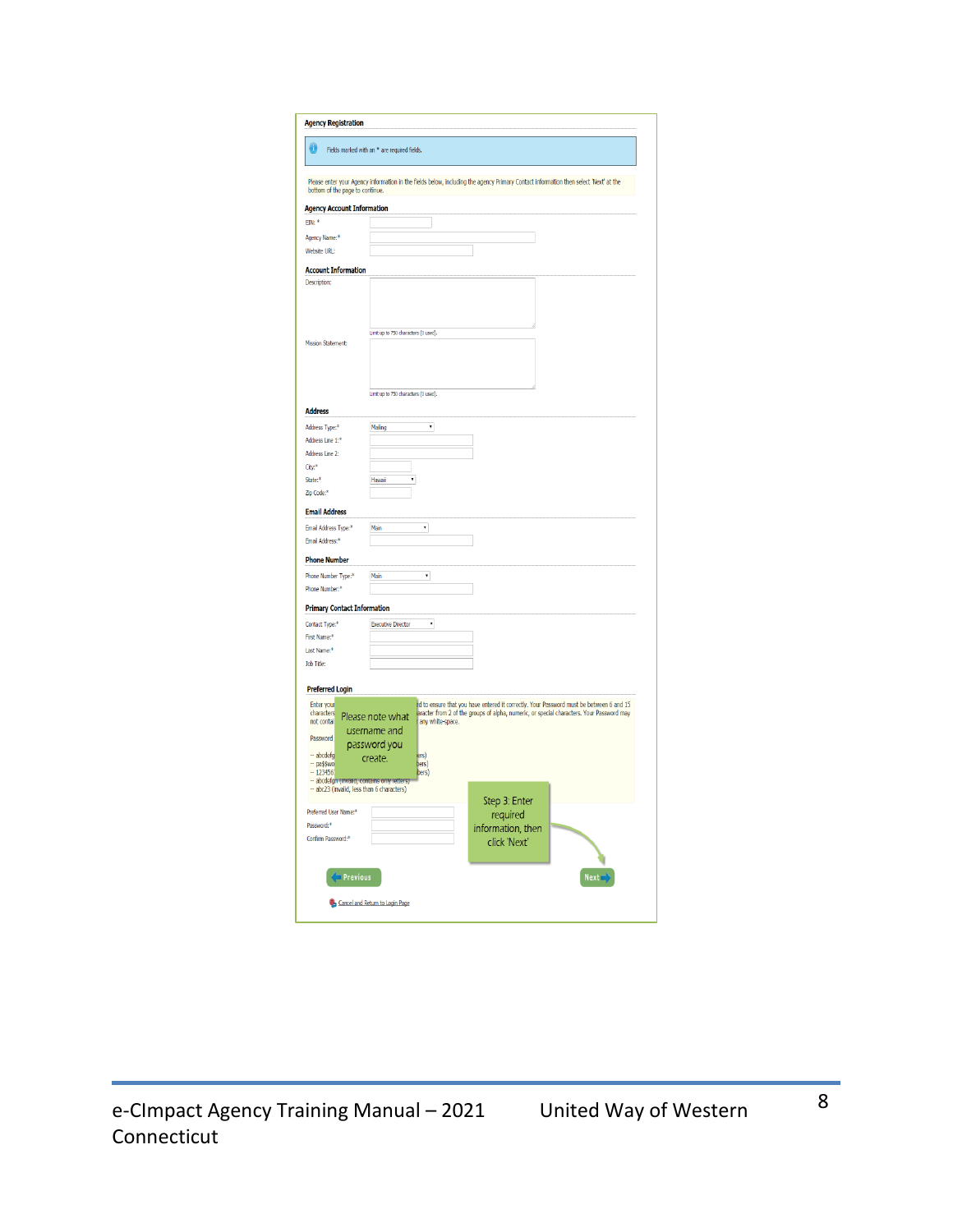## Agency Registration

Fields marked with an * are required fields.

Please enter your Agency information in the fields below, including the agency Primary Contact information then select 'Next' at the bottom of the page to continue.

### Agency Account Information

EIN: *

Agency Name:*

Website URL:

### Account Information

Description:

Limit up to 750 characters (0 used).

Mission Statement:

Limit up to 750 characters (0 used).

### Address

Address Type:* Mailing

Address Line 1:*

Address Line 2:

City:*

State:* Hawaii

Zip Code:*

### Email Address

Email Address Type:* Main

Email Address:*

### Phone Number

Phone Number Type:* Main

Phone Number:*

### Primary Contact Information

Contact Type:* Executive Director

First Name:*

Last Name:*

Job Title:

### Preferred Login

Enter your ... d to ensure that you have entered it correctly. Your Password must be between 6 and 15 characters ... aracter from 2 of the groups of alpha, numeric, or special characters. Your Password may not contai... any white-space.

Password ...

-- abcdefg ... ers)
-- pa$$wo ... ers)
-- 123456 ... ers)
-- abcdefgh (invalid, contains only letters)
-- abc23 (invalid, less than 6 characters)

Please note what username and password you create.

Preferred User Name:*

Password:*

Confirm Password:*

Step 3: Enter required information, then click 'Next'

Previous | Next

Cancel and Return to Login Page

e-CImpact Agency Training Manual – 2021 United Way of Western Connecticut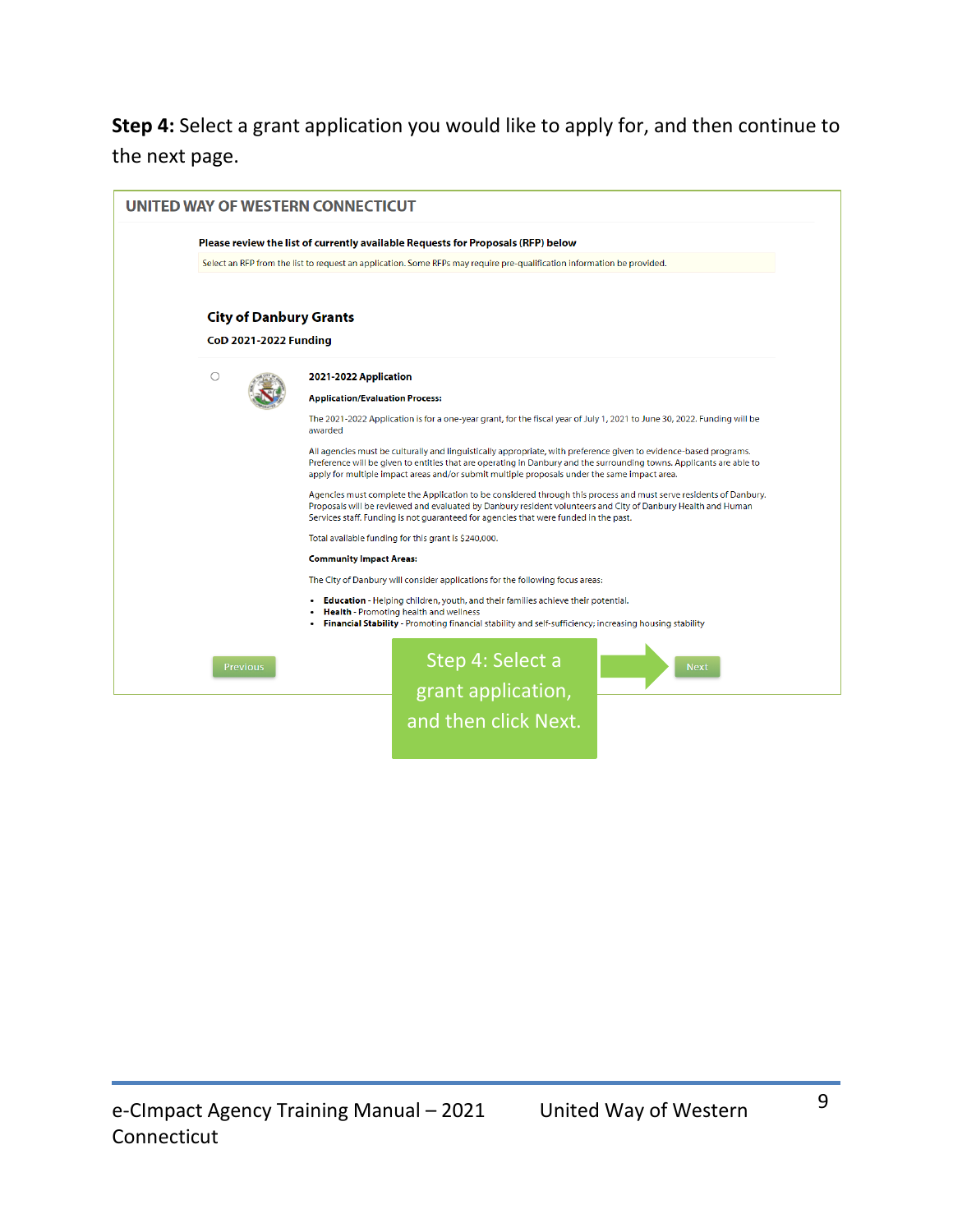**Step 4:** Select a grant application you would like to apply for, and then continue to the next page.

UNITED WAY OF WESTERN CONNECTICUT

**Please review the list of currently available Requests for Proposals (RFP) below**

Select an RFP from the list to request an application. Some RFPs may require pre-qualification information be provided.

**City of Danbury Grants**

**CoD 2021-2022 Funding**

**2021-2022 Application**

**Application/Evaluation Process:**

The 2021-2022 Application is for a one-year grant, for the fiscal year of July 1, 2021 to June 30, 2022. Funding will be awarded

All agencies must be culturally and linguistically appropriate, with preference given to evidence-based programs. Preference will be given to entities that are operating in Danbury and the surrounding towns. Applicants are able to apply for multiple impact areas and/or submit multiple proposals under the same impact area.

Agencies must complete the Application to be considered through this process and must serve residents of Danbury. Proposals will be reviewed and evaluated by Danbury resident volunteers and City of Danbury Health and Human Services staff. Funding is not guaranteed for agencies that were funded in the past.

Total available funding for this grant is $240,000.

**Community Impact Areas:**

The City of Danbury will consider applications for the following focus areas:

- **Education** - Helping children, youth, and their families achieve their potential.
- **Health** - Promoting health and wellness
- **Financial Stability** - Promoting financial stability and self-sufficiency; increasing housing stability

Previous

Step 4: Select a grant application, and then click Next.

Next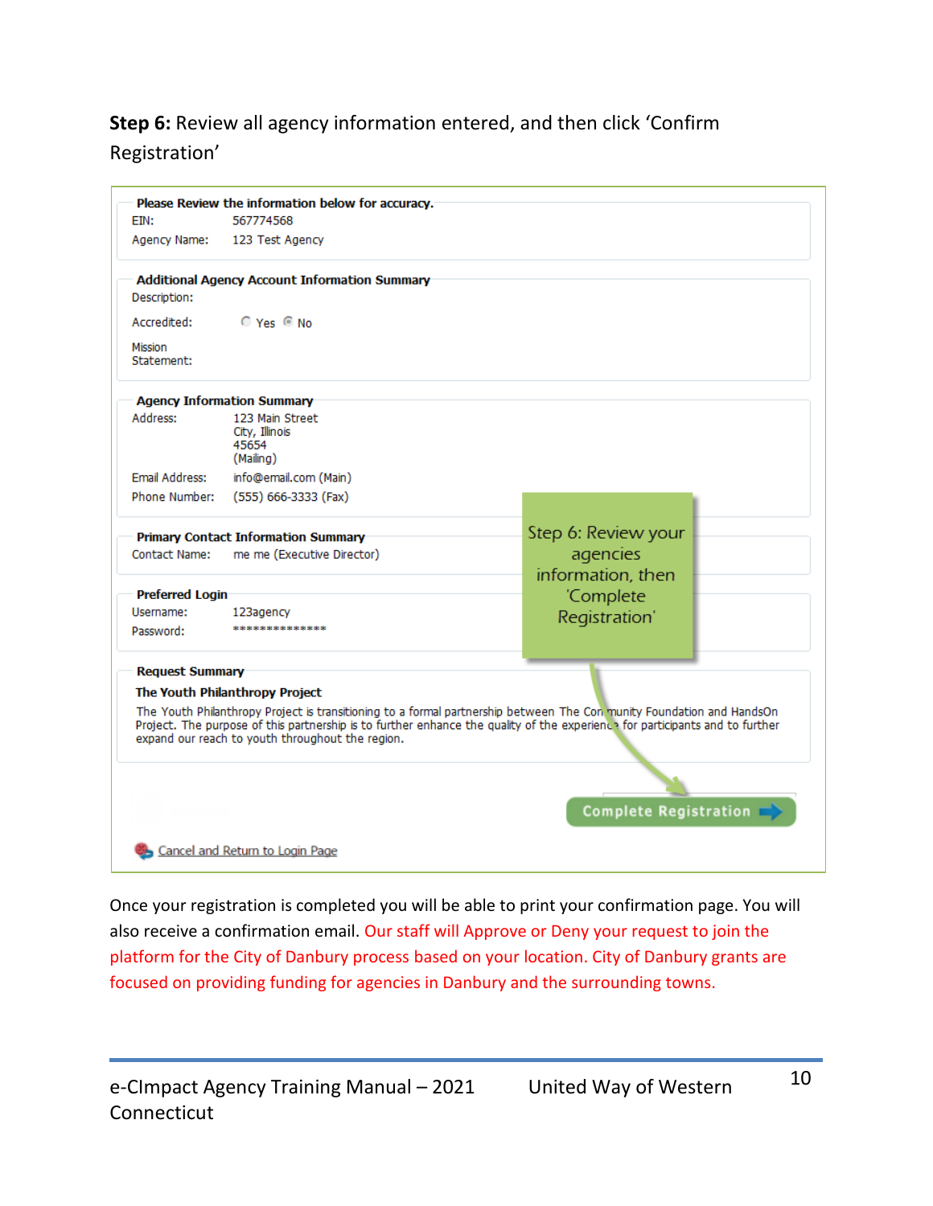**Step 6:** Review all agency information entered, and then click 'Confirm Registration'

**Please Review the information below for accuracy.**

EIN: 567774568

Agency Name: 123 Test Agency

**Additional Agency Account Information Summary**

Description:

Accredited: ○ Yes ◉ No

Mission Statement:

**Agency Information Summary**

Address: 123 Main Street
City, Illinois
45654
(Mailing)

Email Address: info@email.com (Main)

Phone Number: (555) 666-3333 (Fax)

**Primary Contact Information Summary**

Contact Name: me me (Executive Director)

**Preferred Login**

Username: 123agency

Password: **************

**Request Summary**

**The Youth Philanthropy Project**

The Youth Philanthropy Project is transitioning to a formal partnership between The Community Foundation and HandsOn Project. The purpose of this partnership is to further enhance the quality of the experience for participants and to further expand our reach to youth throughout the region.

Step 6: Review your agencies information, then 'Complete Registration'

Complete Registration

Cancel and Return to Login Page

Once your registration is completed you will be able to print your confirmation page. You will also receive a confirmation email. Our staff will Approve or Deny your request to join the platform for the City of Danbury process based on your location. City of Danbury grants are focused on providing funding for agencies in Danbury and the surrounding towns.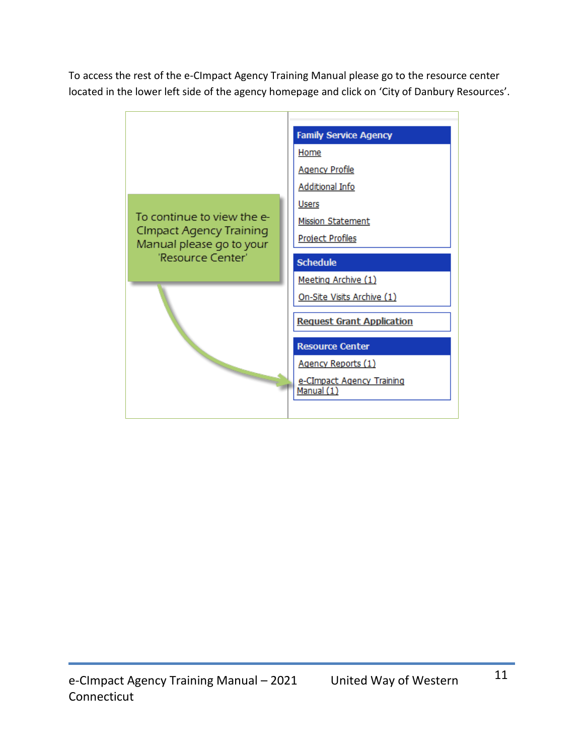To access the rest of the e-CImpact Agency Training Manual please go to the resource center located in the lower left side of the agency homepage and click on 'City of Danbury Resources'.

To continue to view the e-CImpact Agency Training Manual please go to your 'Resource Center'

**Family Service Agency**
- Home
- Agency Profile
- Additional Info
- Users
- Mission Statement
- Project Profiles

**Schedule**
- Meeting Archive (1)
- On-Site Visits Archive (1)

**Request Grant Application**

**Resource Center**
- Agency Reports (1)
- e-CImpact Agency Training Manual (1)